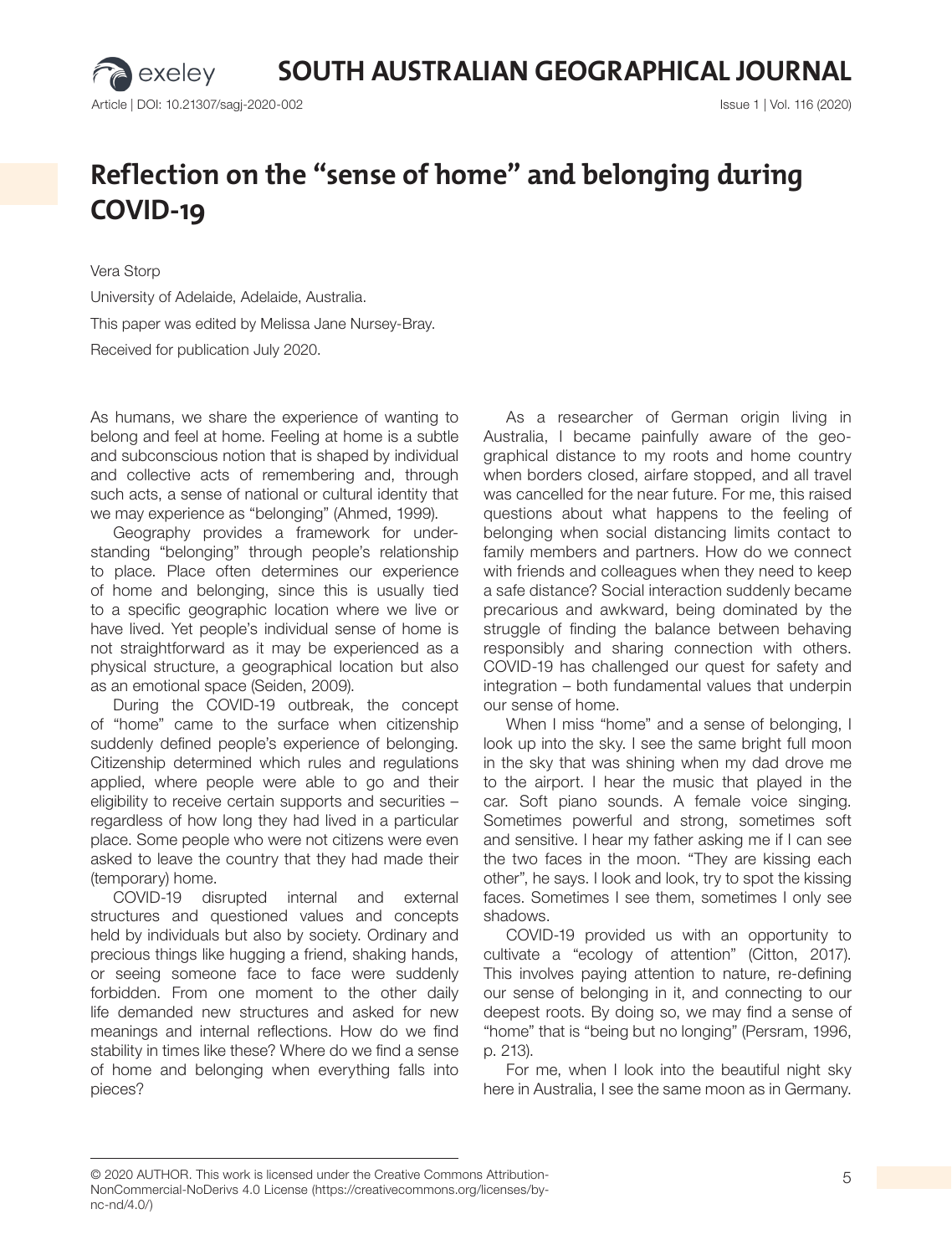# Reflection on the "sense of home" and belonging during COVID-19

Vera Storp

University of Adelaide, Adelaide, Australia.

This paper was edited by Melissa Jane Nursey-Bray.

Received for publication July 2020.

As humans, we share the experience of wanting to belong and feel at home. Feeling at home is a subtle and subconscious notion that is shaped by individual and collective acts of remembering and, through such acts, a sense of national or cultural identity that we may experience as "belonging" (Ahmed, 1999).

Geography provides a framework for understanding "belonging" through people's relationship to place. Place often determines our experience of home and belonging, since this is usually tied to a specific geographic location where we live or have lived. Yet people's individual sense of home is not straightforward as it may be experienced as a physical structure, a geographical location but also as an emotional space (Seiden, 2009).

During the COVID-19 outbreak, the concept of "home" came to the surface when citizenship suddenly defined people's experience of belonging. Citizenship determined which rules and regulations applied, where people were able to go and their eligibility to receive certain supports and securities – regardless of how long they had lived in a particular place. Some people who were not citizens were even asked to leave the country that they had made their (temporary) home.

COVID-19 disrupted internal and external structures and questioned values and concepts held by individuals but also by society. Ordinary and precious things like hugging a friend, shaking hands, or seeing someone face to face were suddenly forbidden. From one moment to the other daily life demanded new structures and asked for new meanings and internal reflections. How do we find stability in times like these? Where do we find a sense of home and belonging when everything falls into pieces?

As a researcher of German origin living in Australia, I became painfully aware of the geographical distance to my roots and home country when borders closed, airfare stopped, and all travel was cancelled for the near future. For me, this raised questions about what happens to the feeling of belonging when social distancing limits contact to family members and partners. How do we connect with friends and colleagues when they need to keep a safe distance? Social interaction suddenly became precarious and awkward, being dominated by the struggle of finding the balance between behaving responsibly and sharing connection with others. COVID-19 has challenged our quest for safety and integration – both fundamental values that underpin our sense of home.

When I miss "home" and a sense of belonging, I look up into the sky. I see the same bright full moon in the sky that was shining when my dad drove me to the airport. I hear the music that played in the car. Soft piano sounds. A female voice singing. Sometimes powerful and strong, sometimes soft and sensitive. I hear my father asking me if I can see the two faces in the moon. "They are kissing each other", he says. I look and look, try to spot the kissing faces. Sometimes I see them, sometimes I only see shadows.

COVID-19 provided us with an opportunity to cultivate a "ecology of attention" (Citton, 2017). This involves paying attention to nature, re-defining our sense of belonging in it, and connecting to our deepest roots. By doing so, we may find a sense of "home" that is "being but no longing" (Persram, 1996, p. 213).

For me, when I look into the beautiful night sky here in Australia, I see the same moon as in Germany.

© 2020 AUTHOR. This work is licensed under the Creative Commons Attribution-NonCommercial-NoDerivs 4.0 License (https://creativecommons.org/licenses/by-nc-nd/4.0/)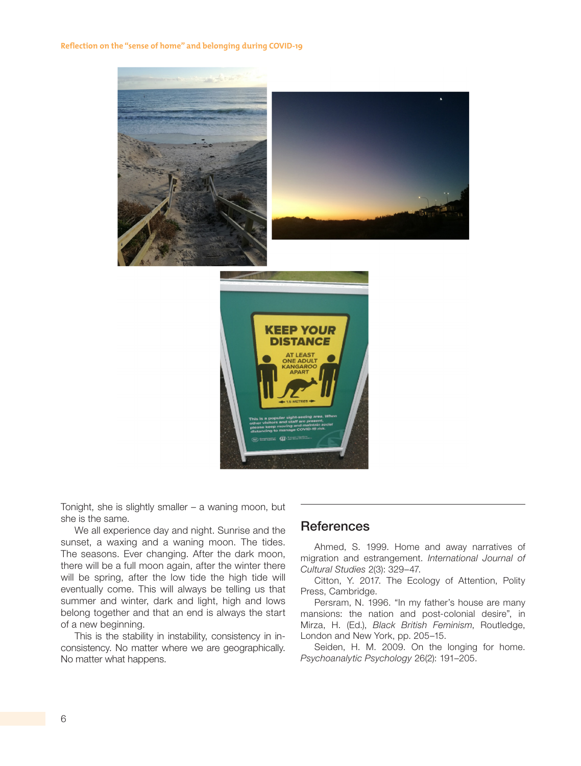Tonight, she is slightly smaller – a waning moon, but she is the same.

We all experience day and night. Sunrise and the sunset, a waxing and a waning moon. The tides. The seasons. Ever changing. After the dark moon, there will be a full moon again, after the winter there will be spring, after the low tide the high tide will eventually come. This will always be telling us that summer and winter, dark and light, high and lows belong together and that an end is always the start of a new beginning.

This is the stability in instability, consistency in inconsistency. No matter where we are geographically. No matter what happens.

## References

Ahmed, S. 1999. Home and away narratives of migration and estrangement. *International Journal of Cultural Studies* 2(3): 329–47.

Citton, Y. 2017. The Ecology of Attention, Polity Press, Cambridge.

Persram, N. 1996. "In my father's house are many mansions: the nation and post-colonial desire", in Mirza, H. (Ed.), *Black British Feminism*, Routledge, London and New York, pp. 205–15.

Seiden, H. M. 2009. On the longing for home. *Psychoanalytic Psychology* 26(2): 191–205.